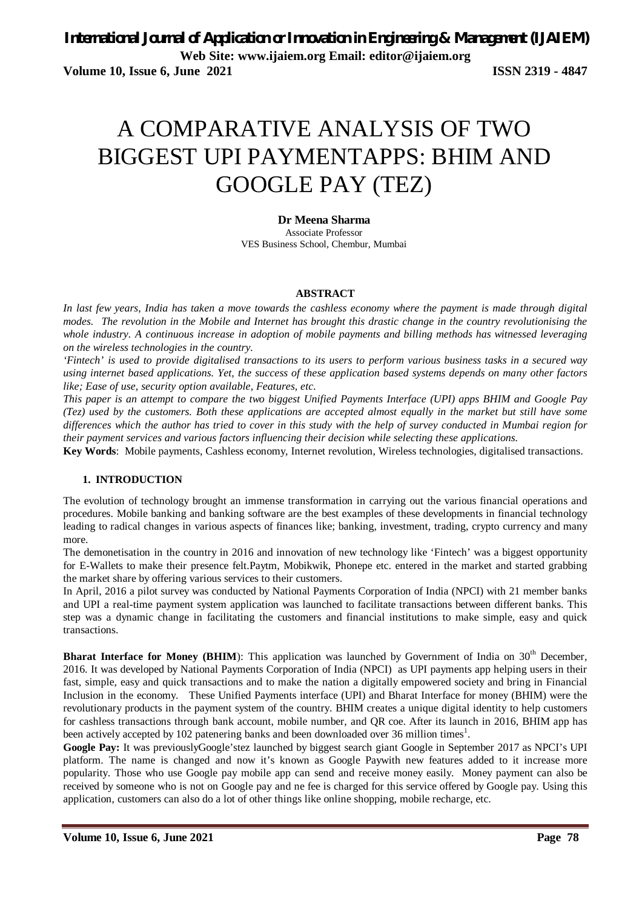# A COMPARATIVE ANALYSIS OF TWO BIGGEST UPI PAYMENTAPPS: BHIM AND GOOGLE PAY (TEZ)

**Dr Meena Sharma**

Associate Professor
VES Business School, Chembur, Mumbai

**ABSTRACT**

*In last few years, India has taken a move towards the cashless economy where the payment is made through digital modes. The revolution in the Mobile and Internet has brought this drastic change in the country revolutionising the whole industry. A continuous increase in adoption of mobile payments and billing methods has witnessed leveraging on the wireless technologies in the country.*

*'Fintech' is used to provide digitalised transactions to its users to perform various business tasks in a secured way using internet based applications. Yet, the success of these application based systems depends on many other factors like; Ease of use, security option available, Features, etc.*

*This paper is an attempt to compare the two biggest Unified Payments Interface (UPI) apps BHIM and Google Pay (Tez) used by the customers. Both these applications are accepted almost equally in the market but still have some differences which the author has tried to cover in this study with the help of survey conducted in Mumbai region for their payment services and various factors influencing their decision while selecting these applications.*

**Key Words**: Mobile payments, Cashless economy, Internet revolution, Wireless technologies, digitalised transactions.

## 1. INTRODUCTION

The evolution of technology brought an immense transformation in carrying out the various financial operations and procedures. Mobile banking and banking software are the best examples of these developments in financial technology leading to radical changes in various aspects of finances like; banking, investment, trading, crypto currency and many more.

The demonetisation in the country in 2016 and innovation of new technology like 'Fintech' was a biggest opportunity for E-Wallets to make their presence felt.Paytm, Mobikwik, Phonepe etc. entered in the market and started grabbing the market share by offering various services to their customers.

In April, 2016 a pilot survey was conducted by National Payments Corporation of India (NPCI) with 21 member banks and UPI a real-time payment system application was launched to facilitate transactions between different banks. This step was a dynamic change in facilitating the customers and financial institutions to make simple, easy and quick transactions.

**Bharat Interface for Money (BHIM)**: This application was launched by Government of India on 30th December, 2016. It was developed by National Payments Corporation of India (NPCI) as UPI payments app helping users in their fast, simple, easy and quick transactions and to make the nation a digitally empowered society and bring in Financial Inclusion in the economy. These Unified Payments interface (UPI) and Bharat Interface for money (BHIM) were the revolutionary products in the payment system of the country. BHIM creates a unique digital identity to help customers for cashless transactions through bank account, mobile number, and QR coe. After its launch in 2016, BHIM app has been actively accepted by 102 patenering banks and been downloaded over 36 million times[1].

**Google Pay:** It was previouslyGoogle'stez launched by biggest search giant Google in September 2017 as NPCI's UPI platform. The name is changed and now it's known as Google Paywith new features added to it increase more popularity. Those who use Google pay mobile app can send and receive money easily. Money payment can also be received by someone who is not on Google pay and ne fee is charged for this service offered by Google pay. Using this application, customers can also do a lot of other things like online shopping, mobile recharge, etc.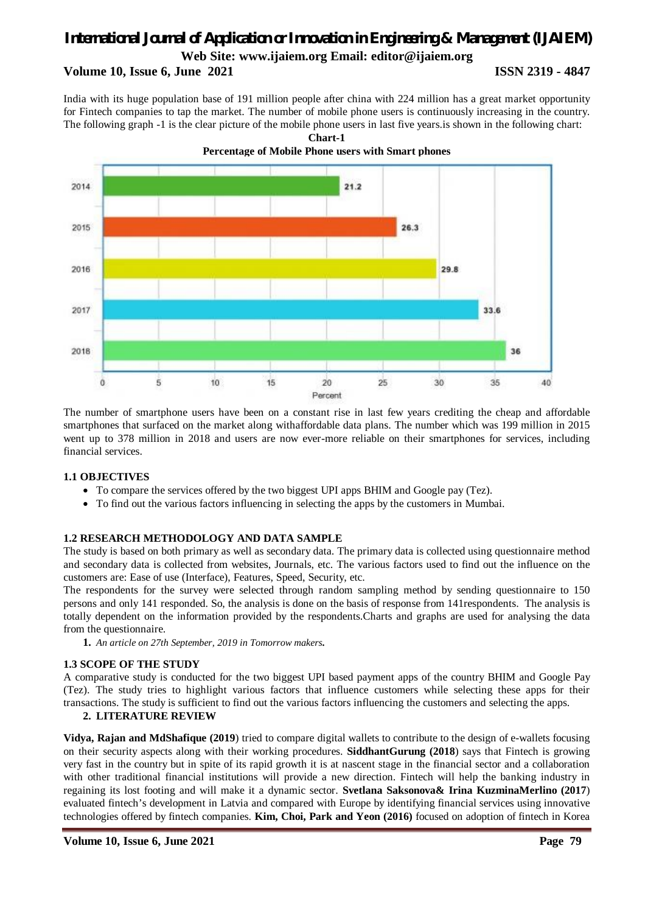India with its huge population base of 191 million people after china with 224 million has a great market opportunity for Fintech companies to tap the market. The number of mobile phone users is continuously increasing in the country. The following graph -1 is the clear picture of the mobile phone users in last five years.is shown in the following chart:

**Chart-1**

**Percentage of Mobile Phone users with Smart phones**

| Year | Percent |
|---|---|
| 2014 | 21.2 |
| 2015 | 26.3 |
| 2016 | 29.8 |
| 2017 | 33.6 |
| 2018 | 36 |

The number of smartphone users have been on a constant rise in last few years crediting the cheap and affordable smartphones that surfaced on the market along withaffordable data plans. The number which was 199 million in 2015 went up to 378 million in 2018 and users are now ever-more reliable on their smartphones for services, including financial services.

### 1.1 OBJECTIVES

- To compare the services offered by the two biggest UPI apps BHIM and Google pay (Tez).
- To find out the various factors influencing in selecting the apps by the customers in Mumbai.

### 1.2 RESEARCH METHODOLOGY AND DATA SAMPLE

The study is based on both primary as well as secondary data. The primary data is collected using questionnaire method and secondary data is collected from websites, Journals, etc. The various factors used to find out the influence on the customers are: Ease of use (Interface), Features, Speed, Security, etc.

The respondents for the survey were selected through random sampling method by sending questionnaire to 150 persons and only 141 responded. So, the analysis is done on the basis of response from 141respondents. The analysis is totally dependent on the information provided by the respondents.Charts and graphs are used for analysing the data from the questionnaire.

1. *An article on 27th September, 2019 in Tomorrow makers.*

### 1.3 SCOPE OF THE STUDY

A comparative study is conducted for the two biggest UPI based payment apps of the country BHIM and Google Pay (Tez). The study tries to highlight various factors that influence customers while selecting these apps for their transactions. The study is sufficient to find out the various factors influencing the customers and selecting the apps.

## 2. LITERATURE REVIEW

**Vidya, Rajan and MdShafique (2019**) tried to compare digital wallets to contribute to the design of e-wallets focusing on their security aspects along with their working procedures. **SiddhantGurung (2018**) says that Fintech is growing very fast in the country but in spite of its rapid growth it is at nascent stage in the financial sector and a collaboration with other traditional financial institutions will provide a new direction. Fintech will help the banking industry in regaining its lost footing and will make it a dynamic sector. **Svetlana Saksonova& Irina KuzminaMerlino (2017**) evaluated fintech's development in Latvia and compared with Europe by identifying financial services using innovative technologies offered by fintech companies. **Kim, Choi, Park and Yeon (2016)** focused on adoption of fintech in Korea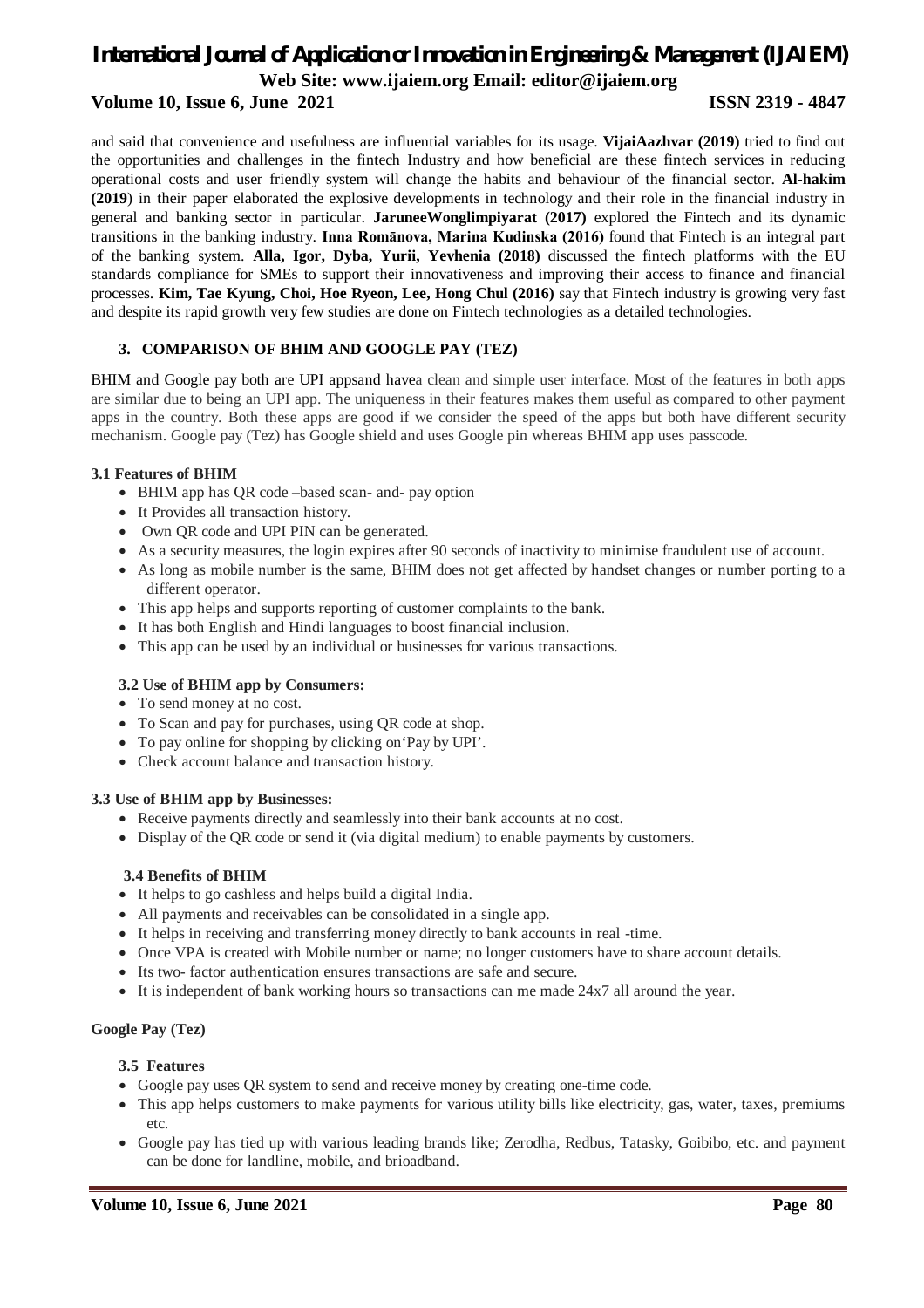and said that convenience and usefulness are influential variables for its usage. **VijaiAazhvar (2019)** tried to find out the opportunities and challenges in the fintech Industry and how beneficial are these fintech services in reducing operational costs and user friendly system will change the habits and behaviour of the financial sector. **Al-hakim (2019**) in their paper elaborated the explosive developments in technology and their role in the financial industry in general and banking sector in particular. **JaruneeWonglimpiyarat (2017)** explored the Fintech and its dynamic transitions in the banking industry. **Inna Romānova, Marina Kudinska (2016)** found that Fintech is an integral part of the banking system. **Alla, Igor, Dyba, Yurii, Yevhenia (2018)** discussed the fintech platforms with the EU standards compliance for SMEs to support their innovativeness and improving their access to finance and financial processes. **Kim, Tae Kyung, Choi, Hoe Ryeon, Lee, Hong Chul (2016)** say that Fintech industry is growing very fast and despite its rapid growth very few studies are done on Fintech technologies as a detailed technologies.

## 3. COMPARISON OF BHIM AND GOOGLE PAY (TEZ)

BHIM and Google pay both are UPI appsand havea clean and simple user interface. Most of the features in both apps are similar due to being an UPI app. The uniqueness in their features makes them useful as compared to other payment apps in the country. Both these apps are good if we consider the speed of the apps but both have different security mechanism. Google pay (Tez) has Google shield and uses Google pin whereas BHIM app uses passcode.

### 3.1 Features of BHIM

- BHIM app has QR code –based scan- and- pay option
- It Provides all transaction history.
- Own QR code and UPI PIN can be generated.
- As a security measures, the login expires after 90 seconds of inactivity to minimise fraudulent use of account.
- As long as mobile number is the same, BHIM does not get affected by handset changes or number porting to a different operator.
- This app helps and supports reporting of customer complaints to the bank.
- It has both English and Hindi languages to boost financial inclusion.
- This app can be used by an individual or businesses for various transactions.

### 3.2 Use of BHIM app by Consumers:

- To send money at no cost.
- To Scan and pay for purchases, using QR code at shop.
- To pay online for shopping by clicking on'Pay by UPI'.
- Check account balance and transaction history.

### 3.3 Use of BHIM app by Businesses:

- Receive payments directly and seamlessly into their bank accounts at no cost.
- Display of the QR code or send it (via digital medium) to enable payments by customers.

### 3.4 Benefits of BHIM

- It helps to go cashless and helps build a digital India.
- All payments and receivables can be consolidated in a single app.
- It helps in receiving and transferring money directly to bank accounts in real -time.
- Once VPA is created with Mobile number or name; no longer customers have to share account details.
- Its two- factor authentication ensures transactions are safe and secure.
- It is independent of bank working hours so transactions can me made 24x7 all around the year.

### Google Pay (Tez)

### 3.5 Features

- Google pay uses QR system to send and receive money by creating one-time code.
- This app helps customers to make payments for various utility bills like electricity, gas, water, taxes, premiums etc.
- Google pay has tied up with various leading brands like; Zerodha, Redbus, Tatasky, Goibibo, etc. and payment can be done for landline, mobile, and brioadband.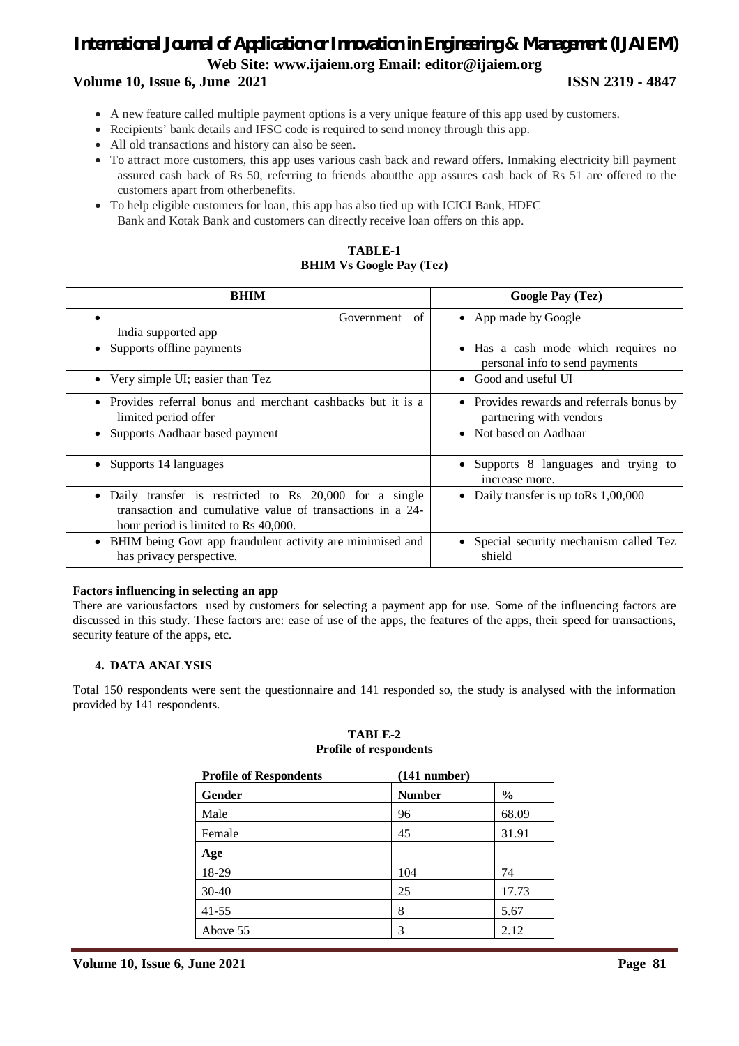- A new feature called multiple payment options is a very unique feature of this app used by customers.
- Recipients' bank details and IFSC code is required to send money through this app.
- All old transactions and history can also be seen.
- To attract more customers, this app uses various cash back and reward offers. Inmaking electricity bill payment assured cash back of Rs 50, referring to friends aboutthe app assures cash back of Rs 51 are offered to the customers apart from otherbenefits.
- To help eligible customers for loan, this app has also tied up with ICICI Bank, HDFC Bank and Kotak Bank and customers can directly receive loan offers on this app.

**TABLE-1**
**BHIM Vs Google Pay (Tez)**

| BHIM | Google Pay (Tez) |
|---|---|
| • Government of India supported app | • App made by Google |
| • Supports offline payments | • Has a cash mode which requires no personal info to send payments |
| • Very simple UI; easier than Tez | • Good and useful UI |
| • Provides referral bonus and merchant cashbacks but it is a limited period offer | • Provides rewards and referrals bonus by partnering with vendors |
| • Supports Aadhaar based payment | • Not based on Aadhaar |
| • Supports 14 languages | • Supports 8 languages and trying to increase more. |
| • Daily transfer is restricted to Rs 20,000 for a single transaction and cumulative value of transactions in a 24-hour period is limited to Rs 40,000. | • Daily transfer is up toRs 1,00,000 |
| • BHIM being Govt app fraudulent activity are minimised and has privacy perspective. | • Special security mechanism called Tez shield |

**Factors influencing in selecting an app**

There are variousfactors used by customers for selecting a payment app for use. Some of the influencing factors are discussed in this study. These factors are: ease of use of the apps, the features of the apps, their speed for transactions, security feature of the apps, etc.

## 4. DATA ANALYSIS

Total 150 respondents were sent the questionnaire and 141 responded so, the study is analysed with the information provided by 141 respondents.

**TABLE-2**
**Profile of respondents**

| Profile of Respondents | (141 number) | |
|---|---|---|
| **Gender** | **Number** | **%** |
| Male | 96 | 68.09 |
| Female | 45 | 31.91 |
| **Age** | | |
| 18-29 | 104 | 74 |
| 30-40 | 25 | 17.73 |
| 41-55 | 8 | 5.67 |
| Above 55 | 3 | 2.12 |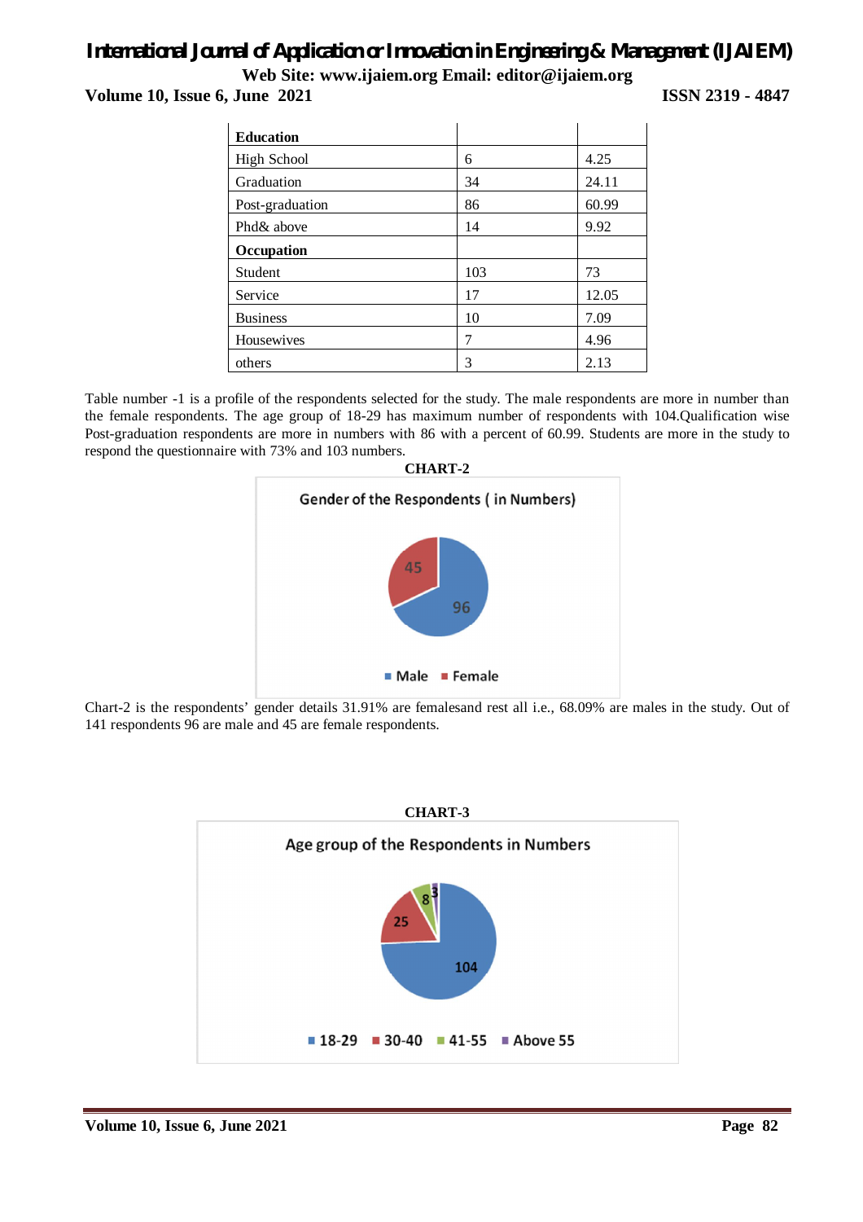| Education | | |
|---|---|---|
| High School | 6 | 4.25 |
| Graduation | 34 | 24.11 |
| Post-graduation | 86 | 60.99 |
| Phd& above | 14 | 9.92 |
| **Occupation** | | |
| Student | 103 | 73 |
| Service | 17 | 12.05 |
| Business | 10 | 7.09 |
| Housewives | 7 | 4.96 |
| others | 3 | 2.13 |

Table number -1 is a profile of the respondents selected for the study. The male respondents are more in number than the female respondents. The age group of 18-29 has maximum number of respondents with 104.Qualification wise Post-graduation respondents are more in numbers with 86 with a percent of 60.99. Students are more in the study to respond the questionnaire with 73% and 103 numbers.

**CHART-2**

Gender of the Respondents ( in Numbers)

| Gender | Number |
|---|---|
| Male | 96 |
| Female | 45 |

Chart-2 is the respondents' gender details 31.91% are femalesand rest all i.e., 68.09% are males in the study. Out of 141 respondents 96 are male and 45 are female respondents.

**CHART-3**

Age group of the Respondents in Numbers

| Age group | Number |
|---|---|
| 18-29 | 104 |
| 30-40 | 25 |
| 41-55 | 8 |
| Above 55 | 3 |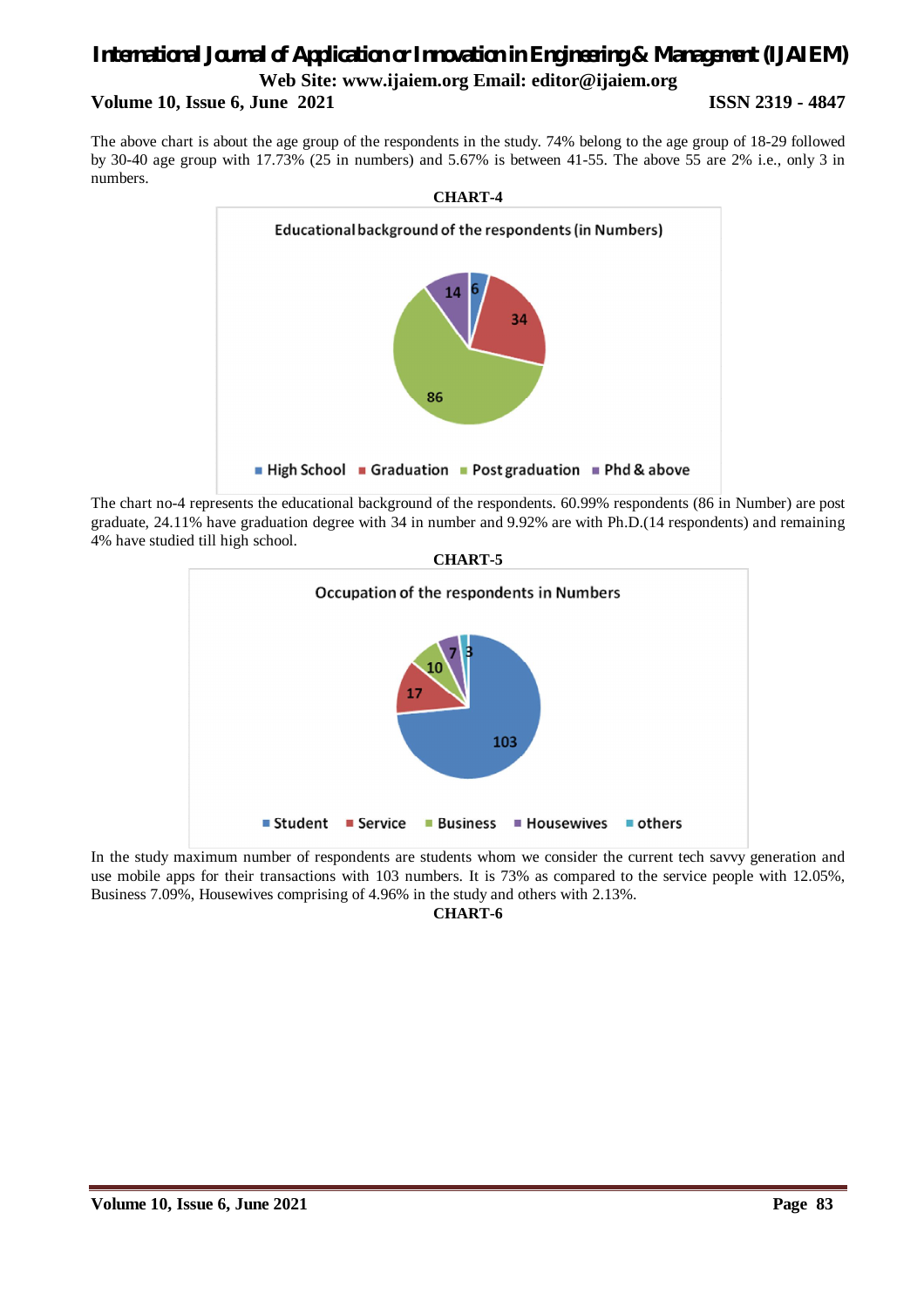The above chart is about the age group of the respondents in the study. 74% belong to the age group of 18-29 followed by 30-40 age group with 17.73% (25 in numbers) and 5.67% is between 41-55. The above 55 are 2% i.e., only 3 in numbers.

**CHART-4**

Educational background of the respondents (in Numbers)

| Category | Number |
|---|---|
| High School | 6 |
| Graduation | 34 |
| Post graduation | 86 |
| Phd & above | 14 |

The chart no-4 represents the educational background of the respondents. 60.99% respondents (86 in Number) are post graduate, 24.11% have graduation degree with 34 in number and 9.92% are with Ph.D.(14 respondents) and remaining 4% have studied till high school.

**CHART-5**

Occupation of the respondents in Numbers

| Category | Number |
|---|---|
| Student | 103 |
| Service | 17 |
| Business | 10 |
| Housewives | 7 |
| others | 3 |

In the study maximum number of respondents are students whom we consider the current tech savvy generation and use mobile apps for their transactions with 103 numbers. It is 73% as compared to the service people with 12.05%, Business 7.09%, Housewives comprising of 4.96% in the study and others with 2.13%.

**CHART-6**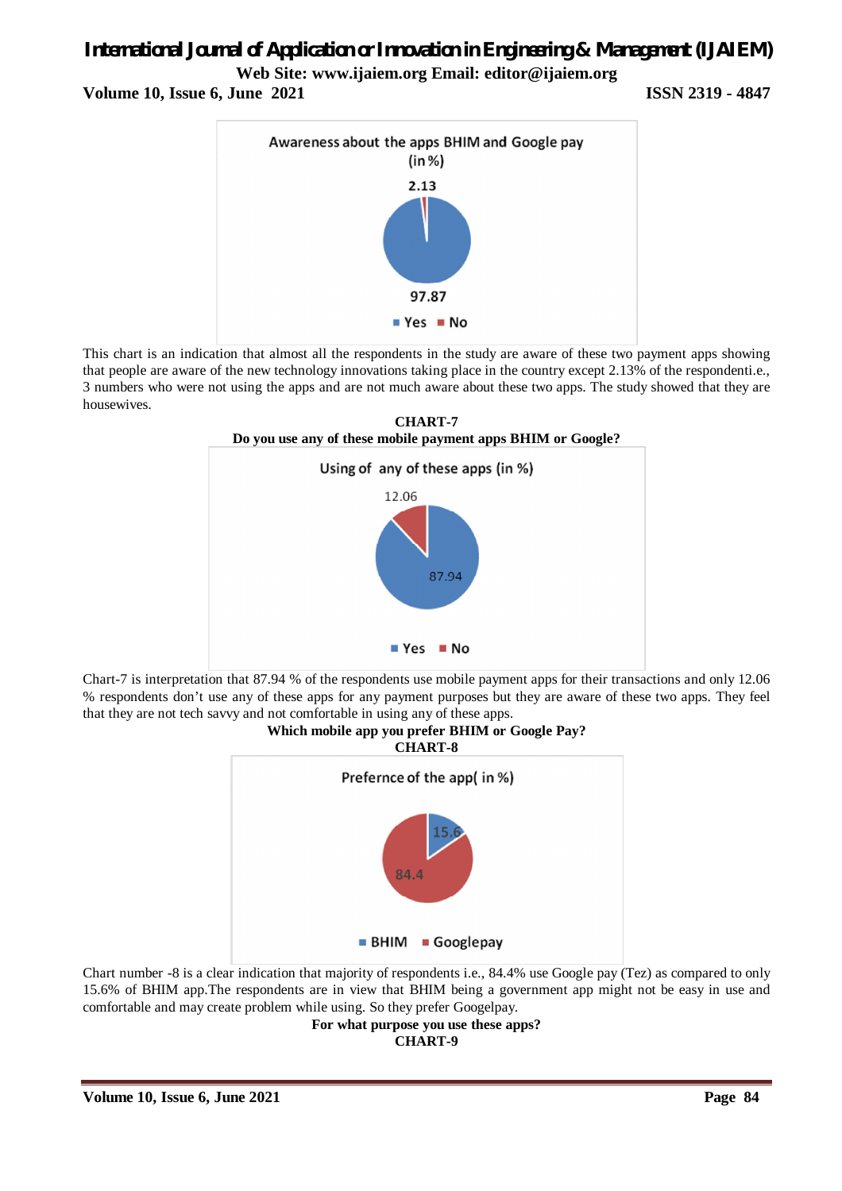This chart is an indication that almost all the respondents in the study are aware of these two payment apps showing that people are aware of the new technology innovations taking place in the country except 2.13% of the respondenti.e., 3 numbers who were not using the apps and are not much aware about these two apps. The study showed that they are housewives.

**CHART-7**

**Do you use any of these mobile payment apps BHIM or Google?**

Chart-7 is interpretation that 87.94 % of the respondents use mobile payment apps for their transactions and only 12.06 % respondents don't use any of these apps for any payment purposes but they are aware of these two apps. They feel that they are not tech savvy and not comfortable in using any of these apps.

**Which mobile app you prefer BHIM or Google Pay?**

**CHART-8**

Chart number -8 is a clear indication that majority of respondents i.e., 84.4% use Google pay (Tez) as compared to only 15.6% of BHIM app.The respondents are in view that BHIM being a government app might not be easy in use and comfortable and may create problem while using. So they prefer Googelpay.

**For what purpose you use these apps?**

**CHART-9**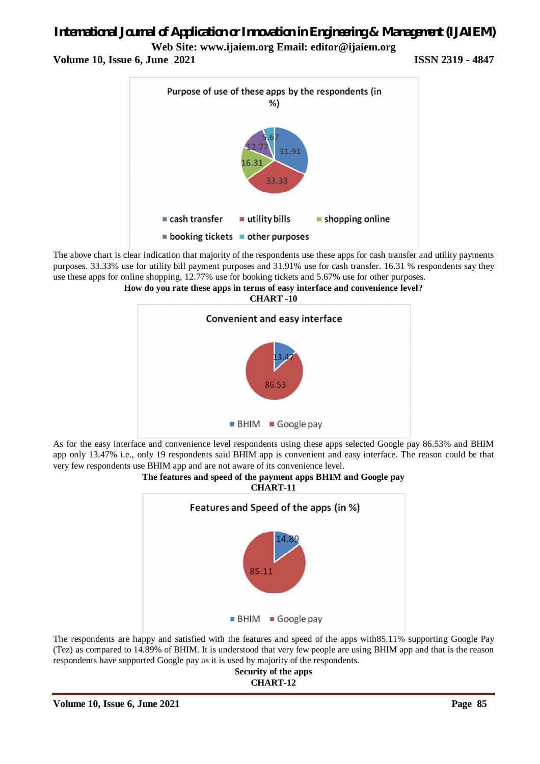The above chart is clear indication that majority of the respondents use these apps for cash transfer and utility payments purposes. 33.33% use for utility bill payment purposes and 31.91% use for cash transfer. 16.31 % respondents say they use these apps for online shopping, 12.77% use for booking tickets and 5.67% use for other purposes.

**How do you rate these apps in terms of easy interface and convenience level?**

**CHART -10**

As for the easy interface and convenience level respondents using these apps selected Google pay 86.53% and BHIM app only 13.47% i.e., only 19 respondents said BHIM app is convenient and easy interface. The reason could be that very few respondents use BHIM app and are not aware of its convenience level.

**The features and speed of the payment apps BHIM and Google pay**

**CHART-11**

The respondents are happy and satisfied with the features and speed of the apps with85.11% supporting Google Pay (Tez) as compared to 14.89% of BHIM. It is understood that very few people are using BHIM app and that is the reason respondents have supported Google pay as it is used by majority of the respondents.

**Security of the apps**

**CHART-12**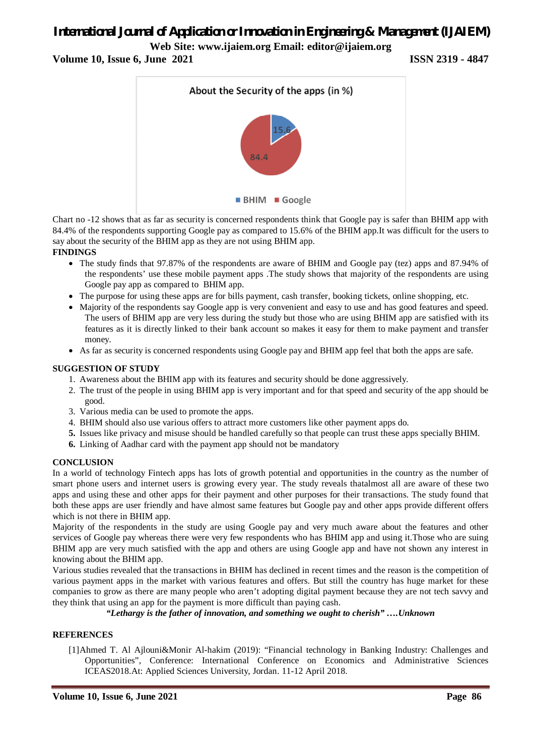Chart no -12 shows that as far as security is concerned respondents think that Google pay is safer than BHIM app with 84.4% of the respondents supporting Google pay as compared to 15.6% of the BHIM app.It was difficult for the users to say about the security of the BHIM app as they are not using BHIM app.

**FINDINGS**

- The study finds that 97.87% of the respondents are aware of BHIM and Google pay (tez) apps and 87.94% of the respondents' use these mobile payment apps .The study shows that majority of the respondents are using Google pay app as compared to BHIM app.
- The purpose for using these apps are for bills payment, cash transfer, booking tickets, online shopping, etc.
- Majority of the respondents say Google app is very convenient and easy to use and has good features and speed. The users of BHIM app are very less during the study but those who are using BHIM app are satisfied with its features as it is directly linked to their bank account so makes it easy for them to make payment and transfer money.
- As far as security is concerned respondents using Google pay and BHIM app feel that both the apps are safe.

**SUGGESTION OF STUDY**

1. Awareness about the BHIM app with its features and security should be done aggressively.
2. The trust of the people in using BHIM app is very important and for that speed and security of the app should be good.
3. Various media can be used to promote the apps.
4. BHIM should also use various offers to attract more customers like other payment apps do.
5. Issues like privacy and misuse should be handled carefully so that people can trust these apps specially BHIM.
6. Linking of Aadhar card with the payment app should not be mandatory

**CONCLUSION**

In a world of technology Fintech apps has lots of growth potential and opportunities in the country as the number of smart phone users and internet users is growing every year. The study reveals thatalmost all are aware of these two apps and using these and other apps for their payment and other purposes for their transactions. The study found that both these apps are user friendly and have almost same features but Google pay and other apps provide different offers which is not there in BHIM app.

Majority of the respondents in the study are using Google pay and very much aware about the features and other services of Google pay whereas there were very few respondents who has BHIM app and using it.Those who are suing BHIM app are very much satisfied with the app and others are using Google app and have not shown any interest in knowing about the BHIM app.

Various studies revealed that the transactions in BHIM has declined in recent times and the reason is the competition of various payment apps in the market with various features and offers. But still the country has huge market for these companies to grow as there are many people who aren't adopting digital payment because they are not tech savvy and they think that using an app for the payment is more difficult than paying cash.

*"Lethargy is the father of innovation, and something we ought to cherish" ….Unknown*

**REFERENCES**

[1]Ahmed T. Al Ajlouni&Monir Al-hakim (2019): "Financial technology in Banking Industry: Challenges and Opportunities", Conference: International Conference on Economics and Administrative Sciences ICEAS2018.At: Applied Sciences University, Jordan. 11-12 April 2018.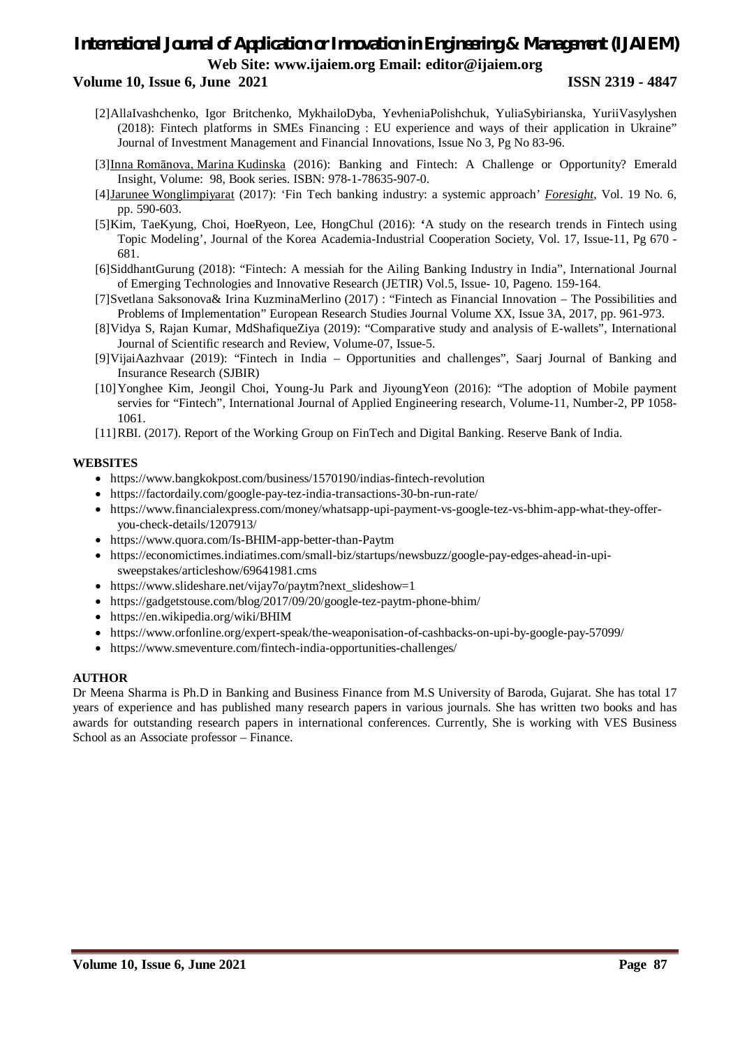[2]AllaIvashchenko, Igor Britchenko, MykhailoDyba, YevheniaPolishchuk, YuliaSybirianska, YuriiVasylyshen (2018): Fintech platforms in SMEs Financing : EU experience and ways of their application in Ukraine" Journal of Investment Management and Financial Innovations, Issue No 3, Pg No 83-96.

[3]Inna Romānova, Marina Kudinska (2016): Banking and Fintech: A Challenge or Opportunity? Emerald Insight, Volume: 98, Book series. ISBN: 978-1-78635-907-0.

[4]Jarunee Wonglimpiyarat (2017): 'Fin Tech banking industry: a systemic approach' *Foresight*, Vol. 19 No. 6, pp. 590-603.

[5]Kim, TaeKyung, Choi, HoeRyeon, Lee, HongChul (2016): 'A study on the research trends in Fintech using Topic Modeling', Journal of the Korea Academia-Industrial Cooperation Society, Vol. 17, Issue-11, Pg 670 - 681.

[6]SiddhantGurung (2018): "Fintech: A messiah for the Ailing Banking Industry in India", International Journal of Emerging Technologies and Innovative Research (JETIR) Vol.5, Issue- 10, Pageno. 159-164.

[7]Svetlana Saksonova& Irina KuzminaMerlino (2017) : "Fintech as Financial Innovation – The Possibilities and Problems of Implementation" European Research Studies Journal Volume XX, Issue 3A, 2017, pp. 961-973.

[8]Vidya S, Rajan Kumar, MdShafiqueZiya (2019): "Comparative study and analysis of E-wallets", International Journal of Scientific research and Review, Volume-07, Issue-5.

[9]VijaiAazhvaar (2019): "Fintech in India – Opportunities and challenges", Saarj Journal of Banking and Insurance Research (SJBIR)

[10]Yonghee Kim, Jeongil Choi, Young-Ju Park and JiyoungYeon (2016): "The adoption of Mobile payment servies for "Fintech", International Journal of Applied Engineering research, Volume-11, Number-2, PP 1058-1061.

[11]RBI. (2017). Report of the Working Group on FinTech and Digital Banking. Reserve Bank of India.

**WEBSITES**

- https://www.bangkokpost.com/business/1570190/indias-fintech-revolution
- https://factordaily.com/google-pay-tez-india-transactions-30-bn-run-rate/
- https://www.financialexpress.com/money/whatsapp-upi-payment-vs-google-tez-vs-bhim-app-what-they-offer-you-check-details/1207913/
- https://www.quora.com/Is-BHIM-app-better-than-Paytm
- https://economictimes.indiatimes.com/small-biz/startups/newsbuzz/google-pay-edges-ahead-in-upi-sweepstakes/articleshow/69641981.cms
- https://www.slideshare.net/vijay7o/paytm?next_slideshow=1
- https://gadgetstouse.com/blog/2017/09/20/google-tez-paytm-phone-bhim/
- https://en.wikipedia.org/wiki/BHIM
- https://www.orfonline.org/expert-speak/the-weaponisation-of-cashbacks-on-upi-by-google-pay-57099/
- https://www.smeventure.com/fintech-india-opportunities-challenges/

**AUTHOR**

Dr Meena Sharma is Ph.D in Banking and Business Finance from M.S University of Baroda, Gujarat. She has total 17 years of experience and has published many research papers in various journals. She has written two books and has awards for outstanding research papers in international conferences. Currently, She is working with VES Business School as an Associate professor – Finance.